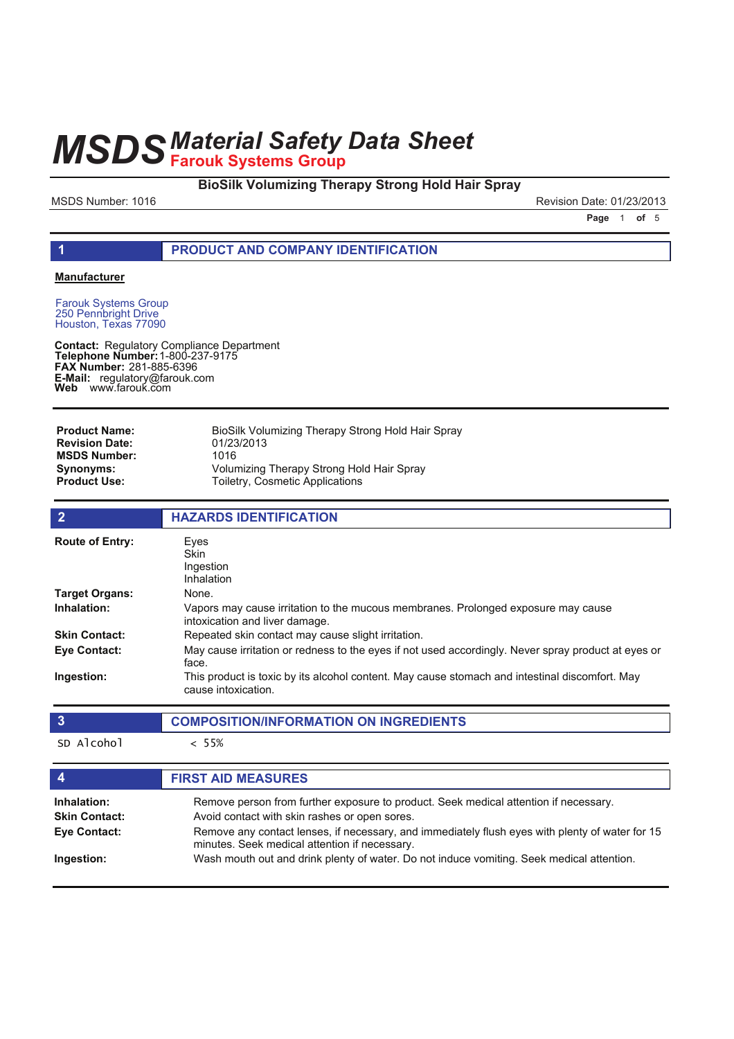# MSDS Material Safety Data Sheet

## Farouk Systems Group

**BioSilk Volumizing Therapy Strong Hold Hair Spray**

MSDS Number: 1016 Revision Date: 01/23/2013

## 1 PRODUCT AND COMPANY IDENTIFICATION

**Manufacturer**

Farouk Systems Group
250 Pennbright Drive
Houston, Texas 77090

**Contact:** Regulatory Compliance Department
**Telephone Number:** 1-800-237-9175
**FAX Number:** 281-885-6396
**E-Mail:** regulatory@farouk.com
**Web** www.farouk.com

| | |
|---|---|
| **Product Name:** | BioSilk Volumizing Therapy Strong Hold Hair Spray |
| **Revision Date:** | 01/23/2013 |
| **MSDS Number:** | 1016 |
| **Synonyms:** | Volumizing Therapy Strong Hold Hair Spray |
| **Product Use:** | Toiletry, Cosmetic Applications |

## 2 HAZARDS IDENTIFICATION

| | |
|---|---|
| **Route of Entry:** | Eyes<br>Skin<br>Ingestion<br>Inhalation |
| **Target Organs:** | None. |
| **Inhalation:** | Vapors may cause irritation to the mucous membranes. Prolonged exposure may cause intoxication and liver damage. |
| **Skin Contact:** | Repeated skin contact may cause slight irritation. |
| **Eye Contact:** | May cause irritation or redness to the eyes if not used accordingly. Never spray product at eyes or face. |
| **Ingestion:** | This product is toxic by its alcohol content. May cause stomach and intestinal discomfort. May cause intoxication. |

## 3 COMPOSITION/INFORMATION ON INGREDIENTS

| | |
|---|---|
| SD Alcohol | < 55% |

## 4 FIRST AID MEASURES

| | |
|---|---|
| **Inhalation:** | Remove person from further exposure to product. Seek medical attention if necessary. |
| **Skin Contact:** | Avoid contact with skin rashes or open sores. |
| **Eye Contact:** | Remove any contact lenses, if necessary, and immediately flush eyes with plenty of water for 15 minutes. Seek medical attention if necessary. |
| **Ingestion:** | Wash mouth out and drink plenty of water. Do not induce vomiting. Seek medical attention. |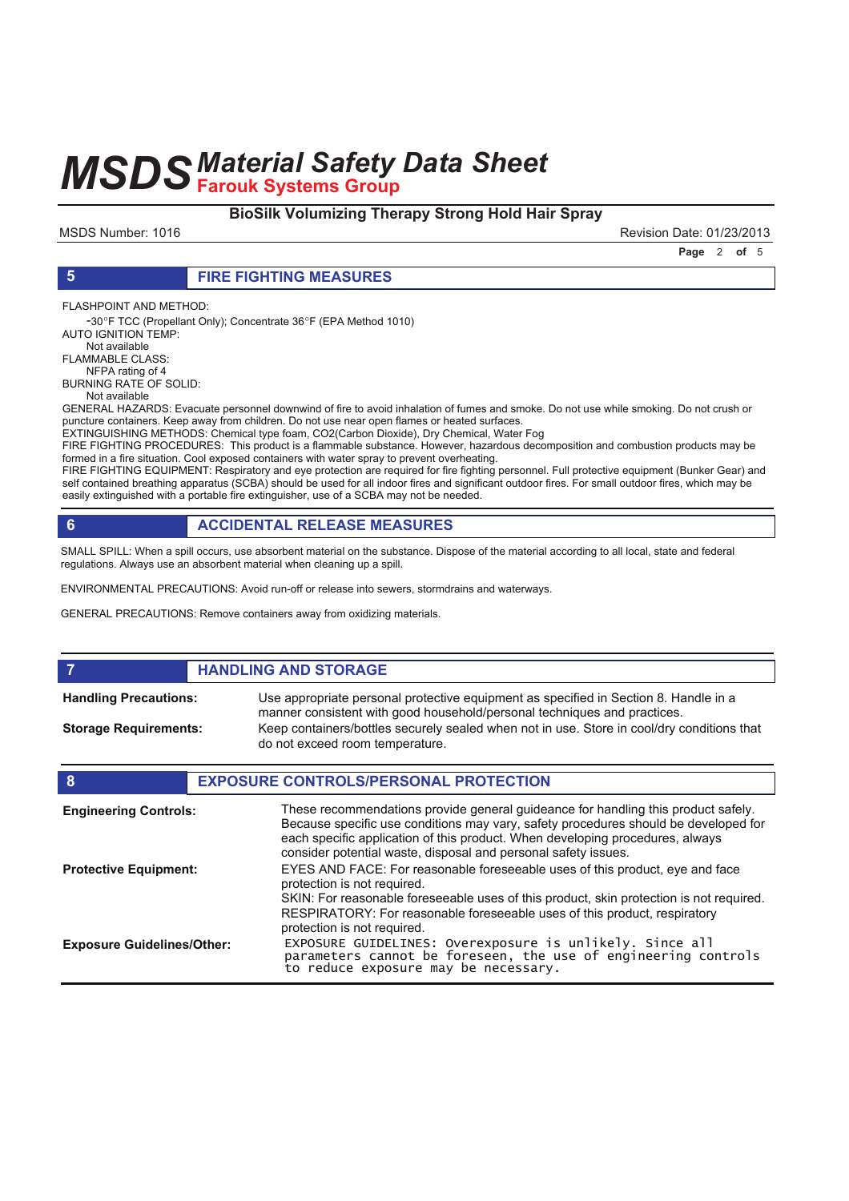## 5 FIRE FIGHTING MEASURES

FLASHPOINT AND METHOD:
-30°F TCC (Propellant Only); Concentrate 36°F (EPA Method 1010)
AUTO IGNITION TEMP:
Not available
FLAMMABLE CLASS:
NFPA rating of 4
BURNING RATE OF SOLID:
Not available
GENERAL HAZARDS: Evacuate personnel downwind of fire to avoid inhalation of fumes and smoke. Do not use while smoking. Do not crush or puncture containers. Keep away from children. Do not use near open flames or heated surfaces.
EXTINGUISHING METHODS: Chemical type foam, CO2(Carbon Dioxide), Dry Chemical, Water Fog
FIRE FIGHTING PROCEDURES: This product is a flammable substance. However, hazardous decomposition and combustion products may be formed in a fire situation. Cool exposed containers with water spray to prevent overheating.
FIRE FIGHTING EQUIPMENT: Respiratory and eye protection are required for fire fighting personnel. Full protective equipment (Bunker Gear) and self contained breathing apparatus (SCBA) should be used for all indoor fires and significant outdoor fires. For small outdoor fires, which may be easily extinguished with a portable fire extinguisher, use of a SCBA may not be needed.

## 6 ACCIDENTAL RELEASE MEASURES

SMALL SPILL: When a spill occurs, use absorbent material on the substance. Dispose of the material according to all local, state and federal regulations. Always use an absorbent material when cleaning up a spill.

ENVIRONMENTAL PRECAUTIONS: Avoid run-off or release into sewers, stormdrains and waterways.

GENERAL PRECAUTIONS: Remove containers away from oxidizing materials.

## 7 HANDLING AND STORAGE

**Handling Precautions:** Use appropriate personal protective equipment as specified in Section 8. Handle in a manner consistent with good household/personal techniques and practices.

**Storage Requirements:** Keep containers/bottles securely sealed when not in use. Store in cool/dry conditions that do not exceed room temperature.

## 8 EXPOSURE CONTROLS/PERSONAL PROTECTION

**Engineering Controls:** These recommendations provide general guideance for handling this product safely. Because specific use conditions may vary, safety procedures should be developed for each specific application of this product. When developing procedures, always consider potential waste, disposal and personal safety issues.

**Protective Equipment:** EYES AND FACE: For reasonable foreseeable uses of this product, eye and face protection is not required.
SKIN: For reasonable foreseeable uses of this product, skin protection is not required.
RESPIRATORY: For reasonable foreseeable uses of this product, respiratory protection is not required.

**Exposure Guidelines/Other:** EXPOSURE GUIDELINES: Overexposure is unlikely. Since all parameters cannot be foreseen, the use of engineering controls to reduce exposure may be necessary.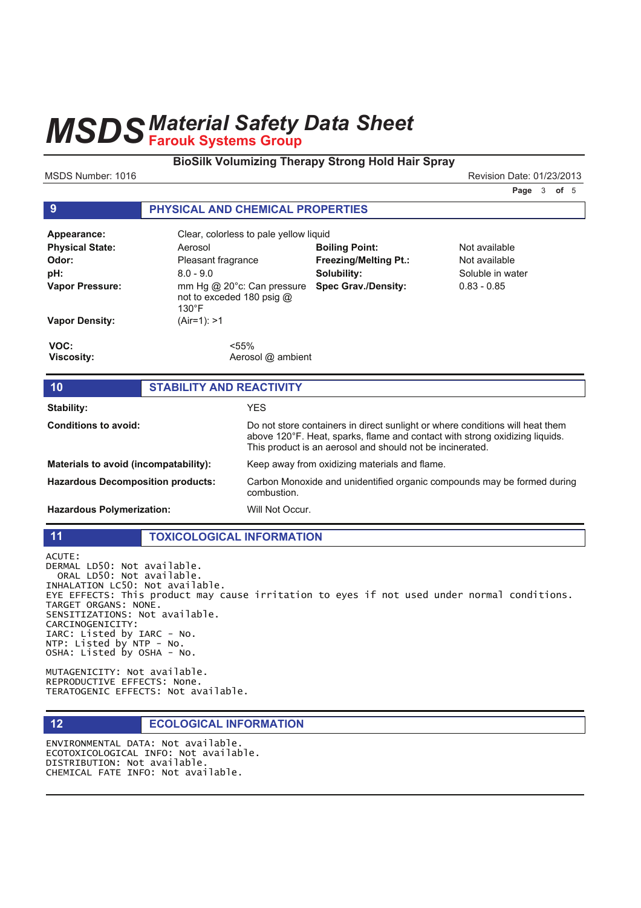# MSDS Material Safety Data Sheet
## Farouk Systems Group

**BioSilk Volumizing Therapy Strong Hold Hair Spray**

MSDS Number: 1016

Revision Date: 01/23/2013

## 9 PHYSICAL AND CHEMICAL PROPERTIES

| | | | |
|---|---|---|---|
| **Appearance:** | Clear, colorless to pale yellow liquid | | |
| **Physical State:** | Aerosol | **Boiling Point:** | Not available |
| **Odor:** | Pleasant fragrance | **Freezing/Melting Pt.:** | Not available |
| **pH:** | 8.0 - 9.0 | **Solubility:** | Soluble in water |
| **Vapor Pressure:** | mm Hg @ 20°c: Can pressure not to exceded 180 psig @ 130°F | **Spec Grav./Density:** | 0.83 - 0.85 |
| **Vapor Density:** | (Air=1): >1 | | |

**VOC:** <55%
**Viscosity:** Aerosol @ ambient

## 10 STABILITY AND REACTIVITY

| | |
|---|---|
| **Stability:** | YES |
| **Conditions to avoid:** | Do not store containers in direct sunlight or where conditions will heat them above 120°F. Heat, sparks, flame and contact with strong oxidizing liquids. This product is an aerosol and should not be incinerated. |
| **Materials to avoid (incompatability):** | Keep away from oxidizing materials and flame. |
| **Hazardous Decomposition products:** | Carbon Monoxide and unidentified organic compounds may be formed during combustion. |
| **Hazardous Polymerization:** | Will Not Occur. |

## 11 TOXICOLOGICAL INFORMATION

ACUTE:
DERMAL LD50: Not available.
ORAL LD50: Not available.
INHALATION LC50: Not available.
EYE EFFECTS: This product may cause irritation to eyes if not used under normal conditions.
TARGET ORGANS: NONE.
SENSITIZATIONS: Not available.
CARCINOGENICITY:
IARC: Listed by IARC - No.
NTP: Listed by NTP - No.
OSHA: Listed by OSHA - No.

MUTAGENICITY: Not available.
REPRODUCTIVE EFFECTS: None.
TERATOGENIC EFFECTS: Not available.

## 12 ECOLOGICAL INFORMATION

ENVIRONMENTAL DATA: Not available.
ECOTOXICOLOGICAL INFO: Not available.
DISTRIBUTION: Not available.
CHEMICAL FATE INFO: Not available.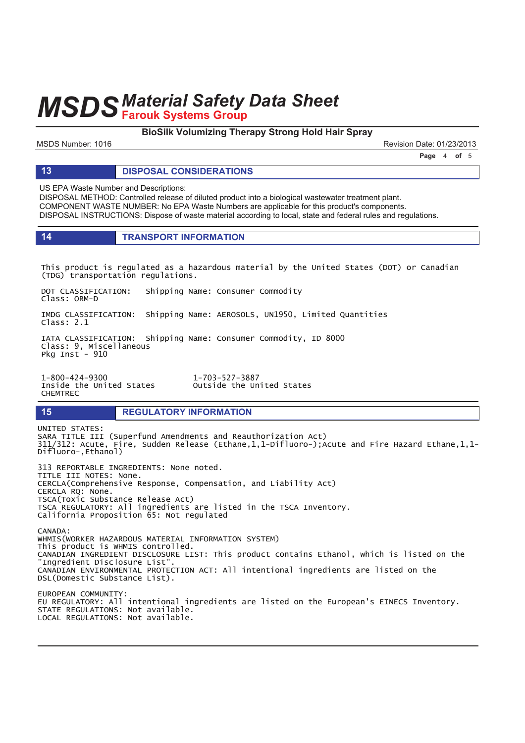## 13 DISPOSAL CONSIDERATIONS

US EPA Waste Number and Descriptions:
DISPOSAL METHOD: Controlled release of diluted product into a biological wastewater treatment plant.
COMPONENT WASTE NUMBER: No EPA Waste Numbers are applicable for this product's components.
DISPOSAL INSTRUCTIONS: Dispose of waste material according to local, state and federal rules and regulations.

## 14 TRANSPORT INFORMATION

This product is regulated as a hazardous material by the United States (DOT) or Canadian (TDG) transportation regulations.

DOT CLASSIFICATION: Shipping Name: Consumer Commodity
Class: ORM-D

IMDG CLASSIFICATION: Shipping Name: AEROSOLS, UN1950, Limited Quantities
Class: 2.1

IATA CLASSIFICATION: Shipping Name: Consumer Commodity, ID 8000
Class: 9, Miscellaneous
Pkg Inst - 910

1-800-424-9300 — Inside the United States
1-703-527-3887 — Outside the United States
CHEMTREC

## 15 REGULATORY INFORMATION

UNITED STATES:
SARA TITLE III (Superfund Amendments and Reauthorization Act)
311/312: Acute, Fire, Sudden Release (Ethane,1,1-Difluoro-);Acute and Fire Hazard Ethane,1,1-Difluoro-,Ethanol)

313 REPORTABLE INGREDIENTS: None noted.
TITLE III NOTES: None.
CERCLA(Comprehensive Response, Compensation, and Liability Act)
CERCLA RQ: None.
TSCA(Toxic Substance Release Act)
TSCA REGULATORY: All ingredients are listed in the TSCA Inventory.
California Proposition 65: Not regulated

CANADA:
WHMIS(WORKER HAZARDOUS MATERIAL INFORMATION SYSTEM)
This product is WHMIS controlled.
CANADIAN INGREDIENT DISCLOSURE LIST: This product contains Ethanol, which is listed on the "Ingredient Disclosure List".
CANADIAN ENVIRONMENTAL PROTECTION ACT: All intentional ingredients are listed on the DSL(Domestic Substance List).

EUROPEAN COMMUNITY:
EU REGULATORY: All intentional ingredients are listed on the European's EINECS Inventory.
STATE REGULATIONS: Not available.
LOCAL REGULATIONS: Not available.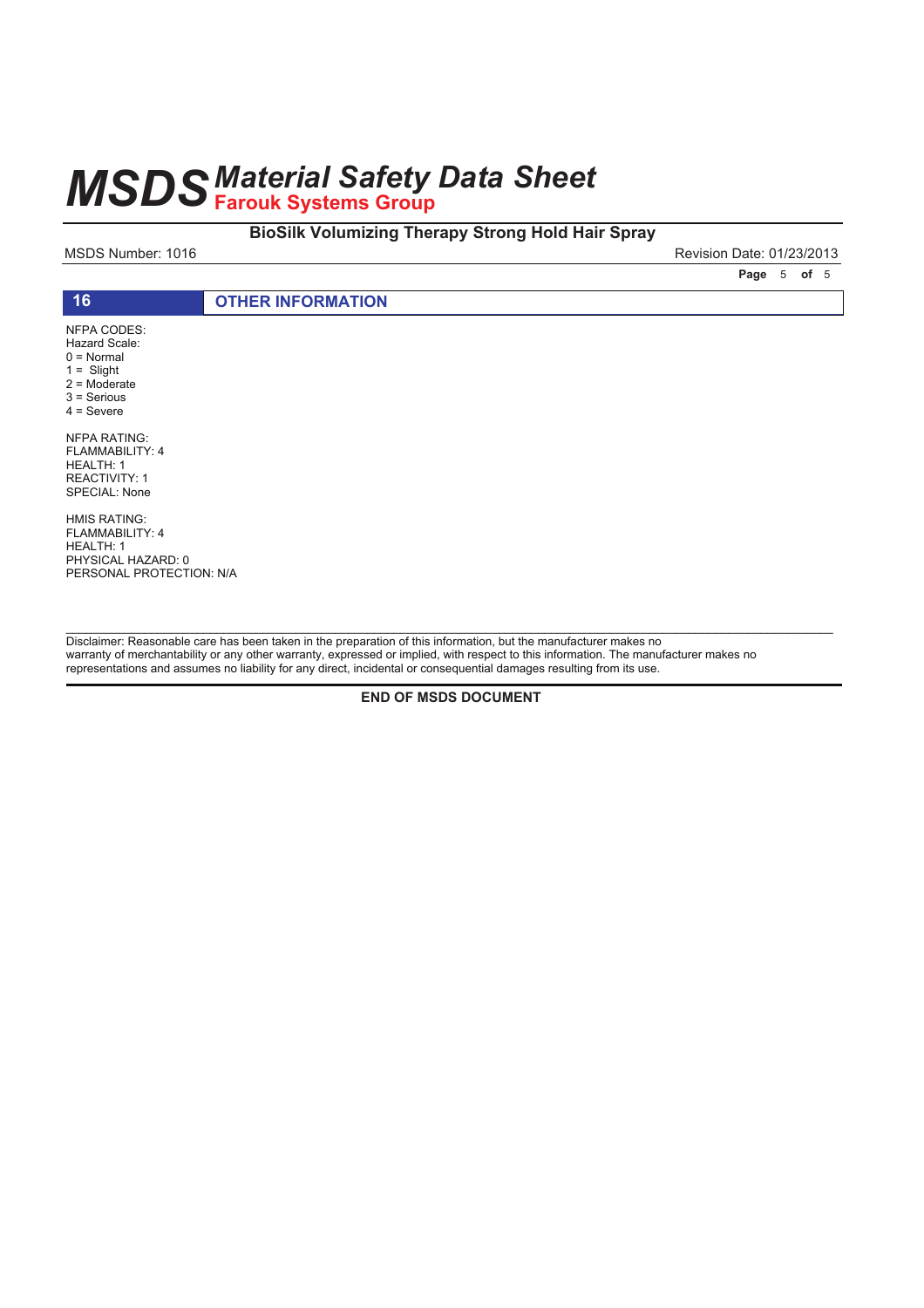# MSDS Material Safety Data Sheet
## Farouk Systems Group

**BioSilk Volumizing Therapy Strong Hold Hair Spray**

MSDS Number: 1016

Revision Date: 01/23/2013

## 16 OTHER INFORMATION

NFPA CODES:
Hazard Scale:
0 = Normal
1 = Slight
2 = Moderate
3 = Serious
4 = Severe

NFPA RATING:
FLAMMABILITY: 4
HEALTH: 1
REACTIVITY: 1
SPECIAL: None

HMIS RATING:
FLAMMABILITY: 4
HEALTH: 1
PHYSICAL HAZARD: 0
PERSONAL PROTECTION: N/A

---

Disclaimer: Reasonable care has been taken in the preparation of this information, but the manufacturer makes no warranty of merchantability or any other warranty, expressed or implied, with respect to this information. The manufacturer makes no representations and assumes no liability for any direct, incidental or consequential damages resulting from its use.

**END OF MSDS DOCUMENT**